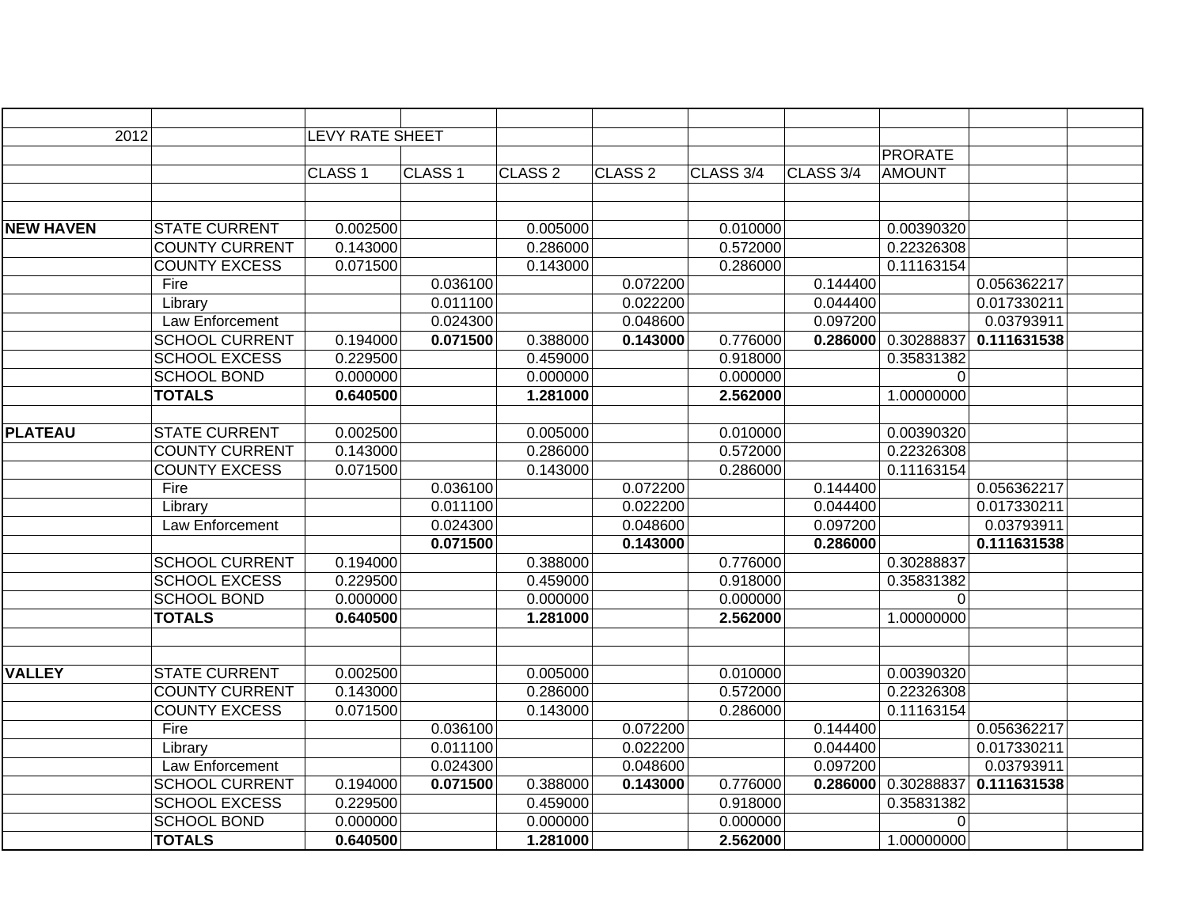| | | | | | | | | | | |
|---|---|---|---|---|---|---|---|---|---|---|
| 2012 | | LEVY RATE SHEET | | | | | | | | |
| | | | | | | | | PRORATE | | |
| | | CLASS 1 | CLASS 1 | CLASS 2 | CLASS 2 | CLASS 3/4 | CLASS 3/4 | AMOUNT | | |
| | | | | | | | | | | |
| | | | | | | | | | | |
| **NEW HAVEN** | STATE CURRENT | 0.002500 | | 0.005000 | | 0.010000 | | 0.00390320 | | |
| | COUNTY CURRENT | 0.143000 | | 0.286000 | | 0.572000 | | 0.22326308 | | |
| | COUNTY EXCESS | 0.071500 | | 0.143000 | | 0.286000 | | 0.11163154 | | |
| | Fire | | 0.036100 | | 0.072200 | | 0.144400 | | 0.056362217 | |
| | Library | | 0.011100 | | 0.022200 | | 0.044400 | | 0.017330211 | |
| | Law Enforcement | | 0.024300 | | 0.048600 | | 0.097200 | | 0.03793911 | |
| | SCHOOL CURRENT | 0.194000 | **0.071500** | 0.388000 | **0.143000** | 0.776000 | **0.286000** | 0.30288837 | **0.111631538** | |
| | SCHOOL EXCESS | 0.229500 | | 0.459000 | | 0.918000 | | 0.35831382 | | |
| | SCHOOL BOND | 0.000000 | | 0.000000 | | 0.000000 | | 0 | | |
| | **TOTALS** | **0.640500** | | **1.281000** | | **2.562000** | | 1.00000000 | | |
| | | | | | | | | | | |
| **PLATEAU** | STATE CURRENT | 0.002500 | | 0.005000 | | 0.010000 | | 0.00390320 | | |
| | COUNTY CURRENT | 0.143000 | | 0.286000 | | 0.572000 | | 0.22326308 | | |
| | COUNTY EXCESS | 0.071500 | | 0.143000 | | 0.286000 | | 0.11163154 | | |
| | Fire | | 0.036100 | | 0.072200 | | 0.144400 | | 0.056362217 | |
| | Library | | 0.011100 | | 0.022200 | | 0.044400 | | 0.017330211 | |
| | Law Enforcement | | 0.024300 | | 0.048600 | | 0.097200 | | 0.03793911 | |
| | | | **0.071500** | | **0.143000** | | **0.286000** | | **0.111631538** | |
| | SCHOOL CURRENT | 0.194000 | | 0.388000 | | 0.776000 | | 0.30288837 | | |
| | SCHOOL EXCESS | 0.229500 | | 0.459000 | | 0.918000 | | 0.35831382 | | |
| | SCHOOL BOND | 0.000000 | | 0.000000 | | 0.000000 | | 0 | | |
| | **TOTALS** | **0.640500** | | **1.281000** | | **2.562000** | | 1.00000000 | | |
| | | | | | | | | | | |
| | | | | | | | | | | |
| **VALLEY** | STATE CURRENT | 0.002500 | | 0.005000 | | 0.010000 | | 0.00390320 | | |
| | COUNTY CURRENT | 0.143000 | | 0.286000 | | 0.572000 | | 0.22326308 | | |
| | COUNTY EXCESS | 0.071500 | | 0.143000 | | 0.286000 | | 0.11163154 | | |
| | Fire | | 0.036100 | | 0.072200 | | 0.144400 | | 0.056362217 | |
| | Library | | 0.011100 | | 0.022200 | | 0.044400 | | 0.017330211 | |
| | Law Enforcement | | 0.024300 | | 0.048600 | | 0.097200 | | 0.03793911 | |
| | SCHOOL CURRENT | 0.194000 | **0.071500** | 0.388000 | **0.143000** | 0.776000 | **0.286000** | 0.30288837 | **0.111631538** | |
| | SCHOOL EXCESS | 0.229500 | | 0.459000 | | 0.918000 | | 0.35831382 | | |
| | SCHOOL BOND | 0.000000 | | 0.000000 | | 0.000000 | | 0 | | |
| | **TOTALS** | **0.640500** | | **1.281000** | | **2.562000** | | 1.00000000 | | |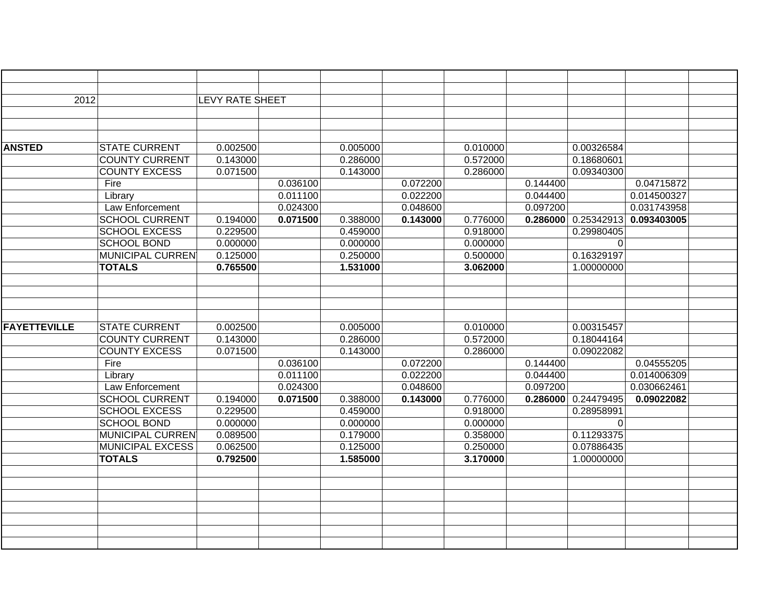| | | | | | | | | | | |
|---|---|---|---|---|---|---|---|---|---|---|
| 2012 | | LEVY RATE SHEET | | | | | | | | |
| **ANSTED** | STATE CURRENT | 0.002500 | | 0.005000 | | 0.010000 | | 0.00326584 | | |
| | COUNTY CURRENT | 0.143000 | | 0.286000 | | 0.572000 | | 0.18680601 | | |
| | COUNTY EXCESS | 0.071500 | | 0.143000 | | 0.286000 | | 0.09340300 | | |
| | Fire | | 0.036100 | | 0.072200 | | 0.144400 | | 0.04715872 | |
| | Library | | 0.011100 | | 0.022200 | | 0.044400 | | 0.014500327 | |
| | Law Enforcement | | 0.024300 | | 0.048600 | | 0.097200 | | 0.031743958 | |
| | SCHOOL CURRENT | 0.194000 | **0.071500** | 0.388000 | **0.143000** | 0.776000 | **0.286000** | 0.25342913 | **0.093403005** | |
| | SCHOOL EXCESS | 0.229500 | | 0.459000 | | 0.918000 | | 0.29980405 | | |
| | SCHOOL BOND | 0.000000 | | 0.000000 | | 0.000000 | | 0 | | |
| | MUNICIPAL CURREN | 0.125000 | | 0.250000 | | 0.500000 | | 0.16329197 | | |
| | **TOTALS** | **0.765500** | | **1.531000** | | **3.062000** | | 1.00000000 | | |
| **FAYETTEVILLE** | STATE CURRENT | 0.002500 | | 0.005000 | | 0.010000 | | 0.00315457 | | |
| | COUNTY CURRENT | 0.143000 | | 0.286000 | | 0.572000 | | 0.18044164 | | |
| | COUNTY EXCESS | 0.071500 | | 0.143000 | | 0.286000 | | 0.09022082 | | |
| | Fire | | 0.036100 | | 0.072200 | | 0.144400 | | 0.04555205 | |
| | Library | | 0.011100 | | 0.022200 | | 0.044400 | | 0.014006309 | |
| | Law Enforcement | | 0.024300 | | 0.048600 | | 0.097200 | | 0.030662461 | |
| | SCHOOL CURRENT | 0.194000 | **0.071500** | 0.388000 | **0.143000** | 0.776000 | **0.286000** | 0.24479495 | **0.09022082** | |
| | SCHOOL EXCESS | 0.229500 | | 0.459000 | | 0.918000 | | 0.28958991 | | |
| | SCHOOL BOND | 0.000000 | | 0.000000 | | 0.000000 | | 0 | | |
| | MUNICIPAL CURREN | 0.089500 | | 0.179000 | | 0.358000 | | 0.11293375 | | |
| | MUNICIPAL EXCESS | 0.062500 | | 0.125000 | | 0.250000 | | 0.07886435 | | |
| | **TOTALS** | **0.792500** | | **1.585000** | | **3.170000** | | 1.00000000 | | |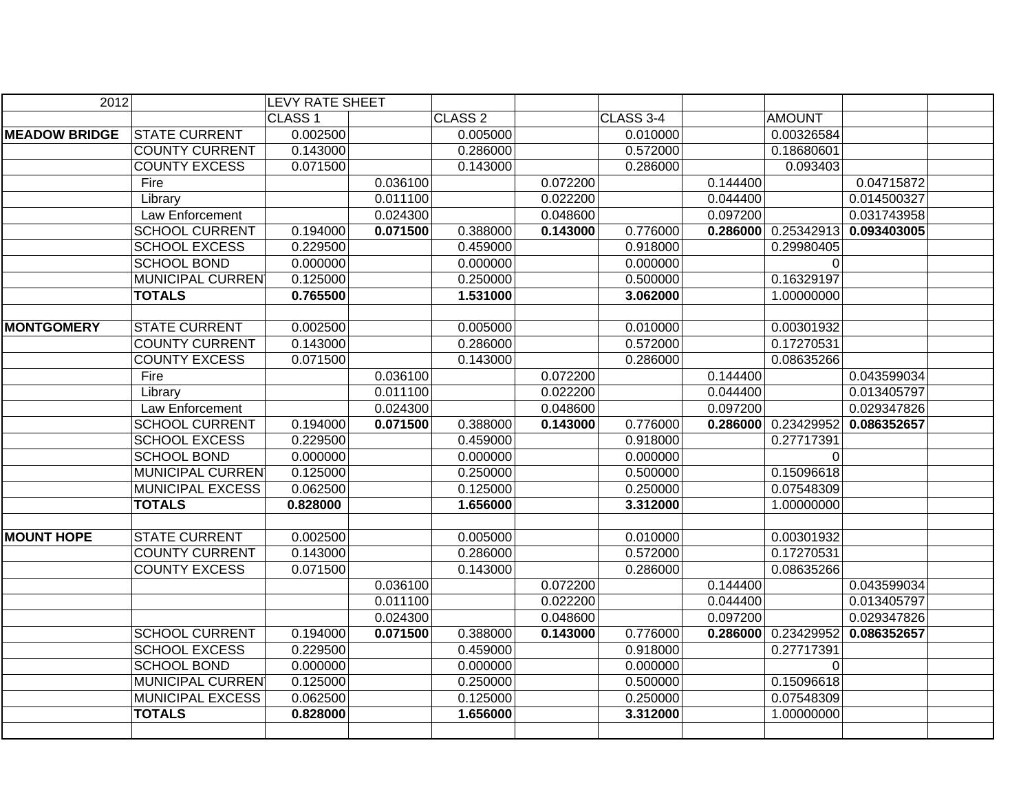| 2012 | | LEVY RATE SHEET | | | | | | | | |
|---|---|---|---|---|---|---|---|---|---|---|
| | | CLASS 1 | | CLASS 2 | | CLASS 3-4 | | AMOUNT | | |
| **MEADOW BRIDGE** | STATE CURRENT | 0.002500 | | 0.005000 | | 0.010000 | | 0.00326584 | | |
| | COUNTY CURRENT | 0.143000 | | 0.286000 | | 0.572000 | | 0.18680601 | | |
| | COUNTY EXCESS | 0.071500 | | 0.143000 | | 0.286000 | | 0.093403 | | |
| | Fire | | 0.036100 | | 0.072200 | | 0.144400 | | 0.04715872 | |
| | Library | | 0.011100 | | 0.022200 | | 0.044400 | | 0.014500327 | |
| | Law Enforcement | | 0.024300 | | 0.048600 | | 0.097200 | | 0.031743958 | |
| | SCHOOL CURRENT | 0.194000 | **0.071500** | 0.388000 | **0.143000** | 0.776000 | **0.286000** | 0.25342913 | **0.093403005** | |
| | SCHOOL EXCESS | 0.229500 | | 0.459000 | | 0.918000 | | 0.29980405 | | |
| | SCHOOL BOND | 0.000000 | | 0.000000 | | 0.000000 | | 0 | | |
| | MUNICIPAL CURREN | 0.125000 | | 0.250000 | | 0.500000 | | 0.16329197 | | |
| | **TOTALS** | **0.765500** | | **1.531000** | | **3.062000** | | 1.00000000 | | |
| | | | | | | | | | | |
| **MONTGOMERY** | STATE CURRENT | 0.002500 | | 0.005000 | | 0.010000 | | 0.00301932 | | |
| | COUNTY CURRENT | 0.143000 | | 0.286000 | | 0.572000 | | 0.17270531 | | |
| | COUNTY EXCESS | 0.071500 | | 0.143000 | | 0.286000 | | 0.08635266 | | |
| | Fire | | 0.036100 | | 0.072200 | | 0.144400 | | 0.043599034 | |
| | Library | | 0.011100 | | 0.022200 | | 0.044400 | | 0.013405797 | |
| | Law Enforcement | | 0.024300 | | 0.048600 | | 0.097200 | | 0.029347826 | |
| | SCHOOL CURRENT | 0.194000 | **0.071500** | 0.388000 | **0.143000** | 0.776000 | **0.286000** | 0.23429952 | **0.086352657** | |
| | SCHOOL EXCESS | 0.229500 | | 0.459000 | | 0.918000 | | 0.27717391 | | |
| | SCHOOL BOND | 0.000000 | | 0.000000 | | 0.000000 | | 0 | | |
| | MUNICIPAL CURREN | 0.125000 | | 0.250000 | | 0.500000 | | 0.15096618 | | |
| | MUNICIPAL EXCESS | 0.062500 | | 0.125000 | | 0.250000 | | 0.07548309 | | |
| | **TOTALS** | **0.828000** | | **1.656000** | | **3.312000** | | 1.00000000 | | |
| | | | | | | | | | | |
| **MOUNT HOPE** | STATE CURRENT | 0.002500 | | 0.005000 | | 0.010000 | | 0.00301932 | | |
| | COUNTY CURRENT | 0.143000 | | 0.286000 | | 0.572000 | | 0.17270531 | | |
| | COUNTY EXCESS | 0.071500 | | 0.143000 | | 0.286000 | | 0.08635266 | | |
| | | | 0.036100 | | 0.072200 | | 0.144400 | | 0.043599034 | |
| | | | 0.011100 | | 0.022200 | | 0.044400 | | 0.013405797 | |
| | | | 0.024300 | | 0.048600 | | 0.097200 | | 0.029347826 | |
| | SCHOOL CURRENT | 0.194000 | **0.071500** | 0.388000 | **0.143000** | 0.776000 | **0.286000** | 0.23429952 | **0.086352657** | |
| | SCHOOL EXCESS | 0.229500 | | 0.459000 | | 0.918000 | | 0.27717391 | | |
| | SCHOOL BOND | 0.000000 | | 0.000000 | | 0.000000 | | 0 | | |
| | MUNICIPAL CURREN | 0.125000 | | 0.250000 | | 0.500000 | | 0.15096618 | | |
| | MUNICIPAL EXCESS | 0.062500 | | 0.125000 | | 0.250000 | | 0.07548309 | | |
| | **TOTALS** | **0.828000** | | **1.656000** | | **3.312000** | | 1.00000000 | | |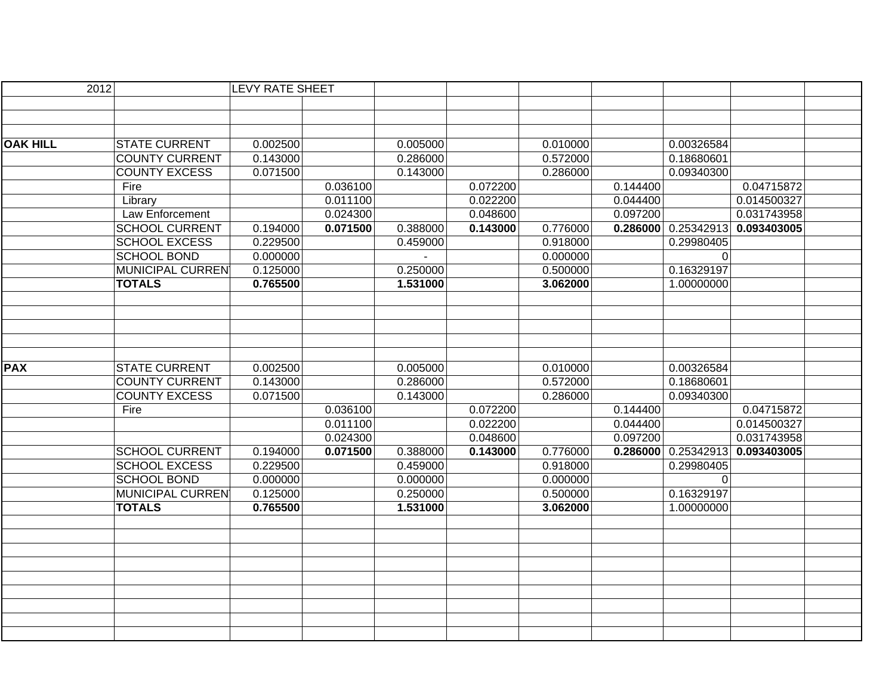| 2012 | | LEVY RATE SHEET | | | | | | | | |
|---|---|---|---|---|---|---|---|---|---|---|
| | | | | | | | | | | |
| | | | | | | | | | | |
| | | | | | | | | | | |
| **OAK HILL** | STATE CURRENT | 0.002500 | | 0.005000 | | 0.010000 | | 0.00326584 | | |
| | COUNTY CURRENT | 0.143000 | | 0.286000 | | 0.572000 | | 0.18680601 | | |
| | COUNTY EXCESS | 0.071500 | | 0.143000 | | 0.286000 | | 0.09340300 | | |
| | Fire | | 0.036100 | | 0.072200 | | 0.144400 | | 0.04715872 | |
| | Library | | 0.011100 | | 0.022200 | | 0.044400 | | 0.014500327 | |
| | Law Enforcement | | 0.024300 | | 0.048600 | | 0.097200 | | 0.031743958 | |
| | SCHOOL CURRENT | 0.194000 | **0.071500** | 0.388000 | **0.143000** | 0.776000 | **0.286000** | 0.25342913 | **0.093403005** | |
| | SCHOOL EXCESS | 0.229500 | | 0.459000 | | 0.918000 | | 0.29980405 | | |
| | SCHOOL BOND | 0.000000 | | - | | 0.000000 | | 0 | | |
| | MUNICIPAL CURRENT | 0.125000 | | 0.250000 | | 0.500000 | | 0.16329197 | | |
| | **TOTALS** | **0.765500** | | **1.531000** | | **3.062000** | | 1.00000000 | | |
| | | | | | | | | | | |
| | | | | | | | | | | |
| | | | | | | | | | | |
| | | | | | | | | | | |
| | | | | | | | | | | |
| **PAX** | STATE CURRENT | 0.002500 | | 0.005000 | | 0.010000 | | 0.00326584 | | |
| | COUNTY CURRENT | 0.143000 | | 0.286000 | | 0.572000 | | 0.18680601 | | |
| | COUNTY EXCESS | 0.071500 | | 0.143000 | | 0.286000 | | 0.09340300 | | |
| | Fire | | 0.036100 | | 0.072200 | | 0.144400 | | 0.04715872 | |
| | | | 0.011100 | | 0.022200 | | 0.044400 | | 0.014500327 | |
| | | | 0.024300 | | 0.048600 | | 0.097200 | | 0.031743958 | |
| | SCHOOL CURRENT | 0.194000 | **0.071500** | 0.388000 | **0.143000** | 0.776000 | **0.286000** | 0.25342913 | **0.093403005** | |
| | SCHOOL EXCESS | 0.229500 | | 0.459000 | | 0.918000 | | 0.29980405 | | |
| | SCHOOL BOND | 0.000000 | | 0.000000 | | 0.000000 | | 0 | | |
| | MUNICIPAL CURRENT | 0.125000 | | 0.250000 | | 0.500000 | | 0.16329197 | | |
| | **TOTALS** | **0.765500** | | **1.531000** | | **3.062000** | | 1.00000000 | | |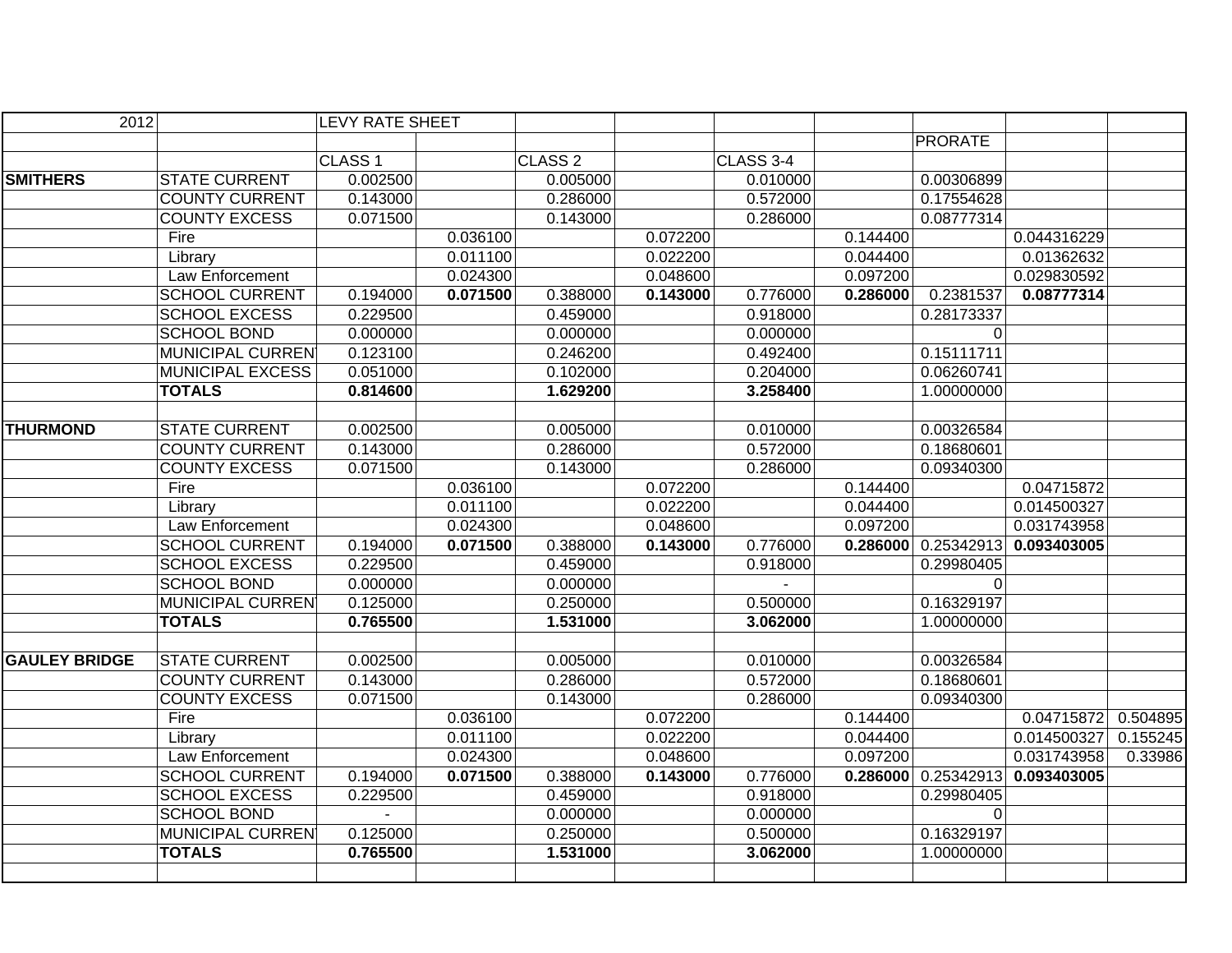| | | | | | | | | | | |
|---|---|---|---|---|---|---|---|---|---|---|
| 2012 | | LEVY RATE SHEET | | | | | | | | |
| | | | | | | | | PRORATE | | |
| | | CLASS 1 | | CLASS 2 | | CLASS 3-4 | | | | |
| **SMITHERS** | STATE CURRENT | 0.002500 | | 0.005000 | | 0.010000 | | 0.00306899 | | |
| | COUNTY CURRENT | 0.143000 | | 0.286000 | | 0.572000 | | 0.17554628 | | |
| | COUNTY EXCESS | 0.071500 | | 0.143000 | | 0.286000 | | 0.08777314 | | |
| | Fire | | 0.036100 | | 0.072200 | | 0.144400 | | 0.044316229 | |
| | Library | | 0.011100 | | 0.022200 | | 0.044400 | | 0.01362632 | |
| | Law Enforcement | | 0.024300 | | 0.048600 | | 0.097200 | | 0.029830592 | |
| | SCHOOL CURRENT | 0.194000 | **0.071500** | 0.388000 | **0.143000** | 0.776000 | **0.286000** | 0.2381537 | **0.08777314** | |
| | SCHOOL EXCESS | 0.229500 | | 0.459000 | | 0.918000 | | 0.28173337 | | |
| | SCHOOL BOND | 0.000000 | | 0.000000 | | 0.000000 | | 0 | | |
| | MUNICIPAL CURREN | 0.123100 | | 0.246200 | | 0.492400 | | 0.15111711 | | |
| | MUNICIPAL EXCESS | 0.051000 | | 0.102000 | | 0.204000 | | 0.06260741 | | |
| | **TOTALS** | **0.814600** | | **1.629200** | | **3.258400** | | 1.00000000 | | |
| | | | | | | | | | | |
| **THURMOND** | STATE CURRENT | 0.002500 | | 0.005000 | | 0.010000 | | 0.00326584 | | |
| | COUNTY CURRENT | 0.143000 | | 0.286000 | | 0.572000 | | 0.18680601 | | |
| | COUNTY EXCESS | 0.071500 | | 0.143000 | | 0.286000 | | 0.09340300 | | |
| | Fire | | 0.036100 | | 0.072200 | | 0.144400 | | 0.04715872 | |
| | Library | | 0.011100 | | 0.022200 | | 0.044400 | | 0.014500327 | |
| | Law Enforcement | | 0.024300 | | 0.048600 | | 0.097200 | | 0.031743958 | |
| | SCHOOL CURRENT | 0.194000 | **0.071500** | 0.388000 | **0.143000** | 0.776000 | **0.286000** | 0.25342913 | **0.093403005** | |
| | SCHOOL EXCESS | 0.229500 | | 0.459000 | | 0.918000 | | 0.29980405 | | |
| | SCHOOL BOND | 0.000000 | | 0.000000 | | - | | 0 | | |
| | MUNICIPAL CURREN | 0.125000 | | 0.250000 | | 0.500000 | | 0.16329197 | | |
| | **TOTALS** | **0.765500** | | **1.531000** | | **3.062000** | | 1.00000000 | | |
| | | | | | | | | | | |
| **GAULEY BRIDGE** | STATE CURRENT | 0.002500 | | 0.005000 | | 0.010000 | | 0.00326584 | | |
| | COUNTY CURRENT | 0.143000 | | 0.286000 | | 0.572000 | | 0.18680601 | | |
| | COUNTY EXCESS | 0.071500 | | 0.143000 | | 0.286000 | | 0.09340300 | | |
| | Fire | | 0.036100 | | 0.072200 | | 0.144400 | | 0.04715872 | 0.504895 |
| | Library | | 0.011100 | | 0.022200 | | 0.044400 | | 0.014500327 | 0.155245 |
| | Law Enforcement | | 0.024300 | | 0.048600 | | 0.097200 | | 0.031743958 | 0.33986 |
| | SCHOOL CURRENT | 0.194000 | **0.071500** | 0.388000 | **0.143000** | 0.776000 | **0.286000** | 0.25342913 | **0.093403005** | |
| | SCHOOL EXCESS | 0.229500 | | 0.459000 | | 0.918000 | | 0.29980405 | | |
| | SCHOOL BOND | - | | 0.000000 | | 0.000000 | | 0 | | |
| | MUNICIPAL CURREN | 0.125000 | | 0.250000 | | 0.500000 | | 0.16329197 | | |
| | **TOTALS** | **0.765500** | | **1.531000** | | **3.062000** | | 1.00000000 | | |